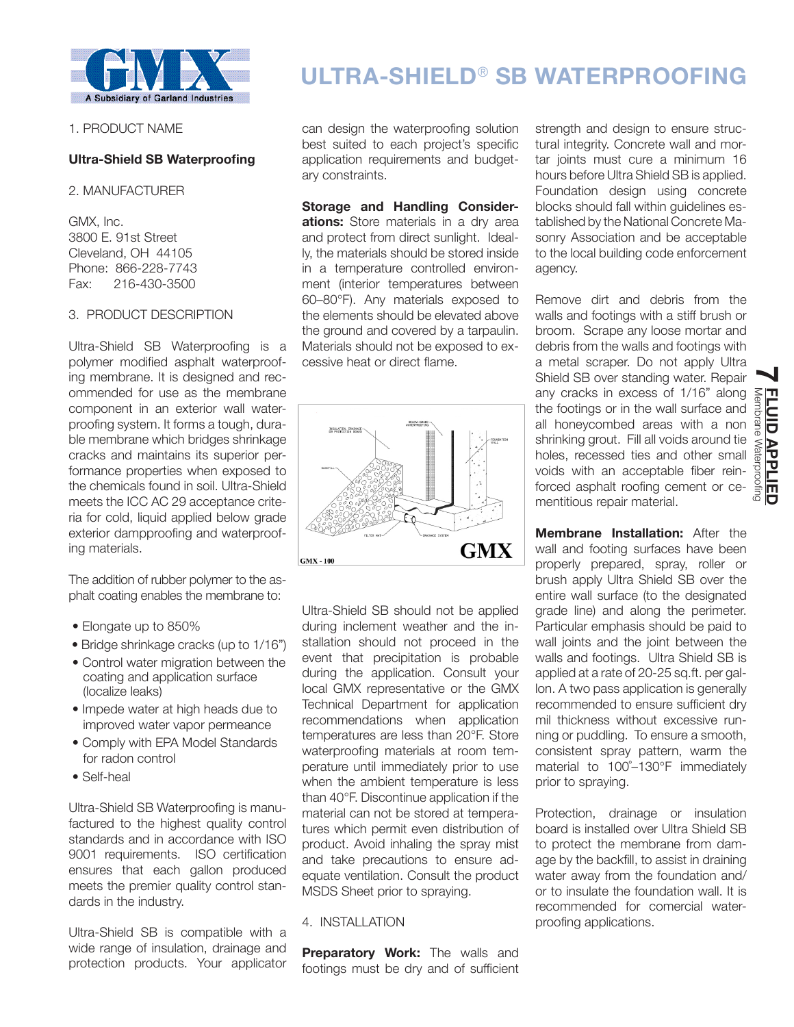# ULTRA-SHIELD® SB WATERPROOFING

1. PRODUCT NAME

**Ultra-Shield SB Waterproofing**

2. MANUFACTURER

GMX, Inc.
3800 E. 91st Street
Cleveland, OH 44105
Phone: 866-228-7743
Fax: 216-430-3500

3. PRODUCT DESCRIPTION

Ultra-Shield SB Waterproofing is a polymer modified asphalt waterproofing membrane. It is designed and recommended for use as the membrane component in an exterior wall waterproofing system. It forms a tough, durable membrane which bridges shrinkage cracks and maintains its superior performance properties when exposed to the chemicals found in soil. Ultra-Shield meets the ICC AC 29 acceptance criteria for cold, liquid applied below grade exterior dampproofing and waterproofing materials.

The addition of rubber polymer to the asphalt coating enables the membrane to:

- Elongate up to 850%
- Bridge shrinkage cracks (up to 1/16")
- Control water migration between the coating and application surface (localize leaks)
- Impede water at high heads due to improved water vapor permeance
- Comply with EPA Model Standards for radon control
- Self-heal

Ultra-Shield SB Waterproofing is manufactured to the highest quality control standards and in accordance with ISO 9001 requirements. ISO certification ensures that each gallon produced meets the premier quality control standards in the industry.

Ultra-Shield SB is compatible with a wide range of insulation, drainage and protection products. Your applicator can design the waterproofing solution best suited to each project's specific application requirements and budgetary constraints.

**Storage and Handling Considerations:** Store materials in a dry area and protect from direct sunlight. Ideally, the materials should be stored inside in a temperature controlled environment (interior temperatures between 60–80°F). Any materials exposed to the elements should be elevated above the ground and covered by a tarpaulin. Materials should not be exposed to excessive heat or direct flame.

GMX - 100

Ultra-Shield SB should not be applied during inclement weather and the installation should not proceed in the event that precipitation is probable during the application. Consult your local GMX representative or the GMX Technical Department for application recommendations when application temperatures are less than 20°F. Store waterproofing materials at room temperature until immediately prior to use when the ambient temperature is less than 40°F. Discontinue application if the material can not be stored at temperatures which permit even distribution of product. Avoid inhaling the spray mist and take precautions to ensure adequate ventilation. Consult the product MSDS Sheet prior to spraying.

4. INSTALLATION

**Preparatory Work:** The walls and footings must be dry and of sufficient strength and design to ensure structural integrity. Concrete wall and mortar joints must cure a minimum 16 hours before Ultra Shield SB is applied. Foundation design using concrete blocks should fall within guidelines established by the National Concrete Masonry Association and be acceptable to the local building code enforcement agency.

Remove dirt and debris from the walls and footings with a stiff brush or broom. Scrape any loose mortar and debris from the walls and footings with a metal scraper. Do not apply Ultra Shield SB over standing water. Repair any cracks in excess of 1/16" along the footings or in the wall surface and all honeycombed areas with a non shrinking grout. Fill all voids around tie holes, recessed ties and other small voids with an acceptable fiber reinforced asphalt roofing cement or cementitious repair material.

**Membrane Installation:** After the wall and footing surfaces have been properly prepared, spray, roller or brush apply Ultra Shield SB over the entire wall surface (to the designated grade line) and along the perimeter. Particular emphasis should be paid to wall joints and the joint between the walls and footings. Ultra Shield SB is applied at a rate of 20-25 sq.ft. per gallon. A two pass application is generally recommended to ensure sufficient dry mil thickness without excessive running or puddling. To ensure a smooth, consistent spray pattern, warm the material to 100°–130°F immediately prior to spraying.

Protection, drainage or insulation board is installed over Ultra Shield SB to protect the membrane from damage by the backfill, to assist in draining water away from the foundation and/or to insulate the foundation wall. It is recommended for comercial waterproofing applications.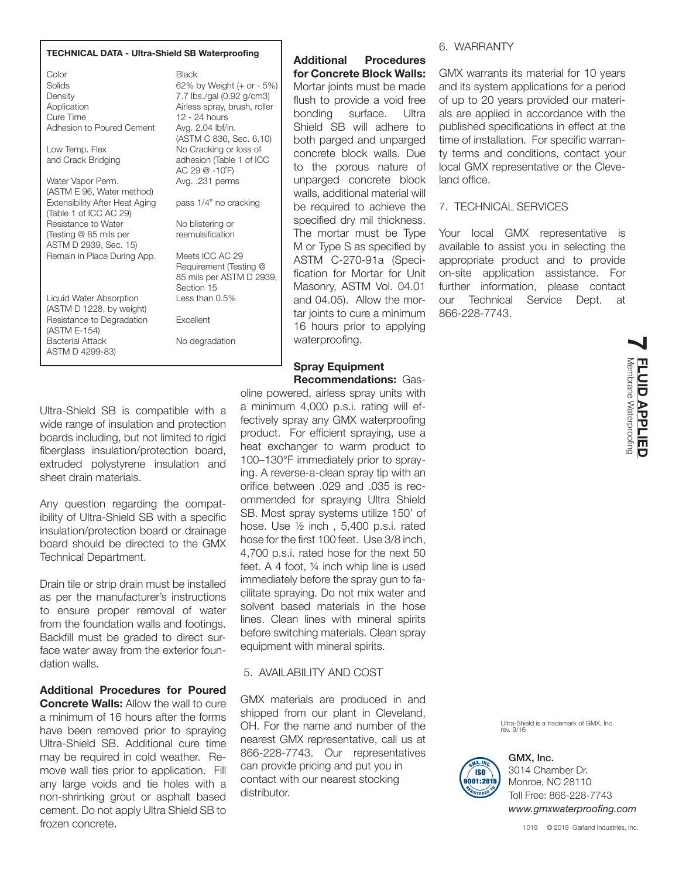**TECHNICAL DATA - Ultra-Shield SB Waterproofing**

| | |
|---|---|
| Color | Black |
| Solids | 62% by Weight (+ or - 5%) |
| Density | 7.7 lbs./gal (0.92 g/cm3) |
| Application | Airless spray, brush, roller |
| Cure Time | 12 - 24 hours |
| Adhesion to Poured Cement | Avg. 2.04 lbf/in. (ASTM C 836, Sec. 6.10) |
| Low Temp. Flex and Crack Bridging | No Cracking or loss of adhesion (Table 1 of ICC AC 29 @ -10˚F) |
| Water Vapor Perm. (ASTM E 96, Water method) | Avg. .231 perms |
| Extensibility After Heat Aging (Table 1 of ICC AC 29) | pass 1/4" no cracking |
| Resistance to Water (Testing @ 85 mils per ASTM D 2939, Sec. 15) | No blistering or reemulsification |
| Remain in Place During App. | Meets ICC AC 29 Requirement (Testing @ 85 mils per ASTM D 2939, Section 15 |
| Liquid Water Absorption (ASTM D 1228, by weight) | Less than 0.5% |
| Resistance to Degradation (ASTM E-154) | Excellent |
| Bacterial Attack ASTM D 4299-83) | No degradation |

Ultra-Shield SB is compatible with a wide range of insulation and protection boards including, but not limited to rigid fiberglass insulation/protection board, extruded polystyrene insulation and sheet drain materials.

Any question regarding the compatibility of Ultra-Shield SB with a specific insulation/protection board or drainage board should be directed to the GMX Technical Department.

Drain tile or strip drain must be installed as per the manufacturer's instructions to ensure proper removal of water from the foundation walls and footings. Backfill must be graded to direct surface water away from the exterior foundation walls.

**Additional Procedures for Poured Concrete Walls:** Allow the wall to cure a minimum of 16 hours after the forms have been removed prior to spraying Ultra-Shield SB. Additional cure time may be required in cold weather. Remove wall ties prior to application. Fill any large voids and tie holes with a non-shrinking grout or asphalt based cement. Do not apply Ultra Shield SB to frozen concrete.

**Additional Procedures for Concrete Block Walls:** Mortar joints must be made flush to provide a void free bonding surface. Ultra Shield SB will adhere to both parged and unparged concrete block walls. Due to the porous nature of unparged concrete block walls, additional material will be required to achieve the specified dry mil thickness. The mortar must be Type M or Type S as specified by ASTM C-270-91a (Specification for Mortar for Unit Masonry, ASTM Vol. 04.01 and 04.05). Allow the mortar joints to cure a minimum 16 hours prior to applying waterproofing.

**Spray Equipment Recommendations:** Gasoline powered, airless spray units with a minimum 4,000 p.s.i. rating will effectively spray any GMX waterproofing product. For efficient spraying, use a heat exchanger to warm product to 100–130°F immediately prior to spraying. A reverse-a-clean spray tip with an orifice between .029 and .035 is recommended for spraying Ultra Shield SB. Most spray systems utilize 150' of hose. Use ½ inch , 5,400 p.s.i. rated hose for the first 100 feet. Use 3/8 inch, 4,700 p.s.i. rated hose for the next 50 feet. A 4 foot, ¼ inch whip line is used immediately before the spray gun to facilitate spraying. Do not mix water and solvent based materials in the hose lines. Clean lines with mineral spirits before switching materials. Clean spray equipment with mineral spirits.

## 5. AVAILABILITY AND COST

GMX materials are produced in and shipped from our plant in Cleveland, OH. For the name and number of the nearest GMX representative, call us at 866-228-7743. Our representatives can provide pricing and put you in contact with our nearest stocking distributor.

## 6. WARRANTY

GMX warrants its material for 10 years and its system applications for a period of up to 20 years provided our materials are applied in accordance with the published specifications in effect at the time of installation. For specific warranty terms and conditions, contact your local GMX representative or the Cleveland office.

## 7. TECHNICAL SERVICES

Your local GMX representative is available to assist you in selecting the appropriate product and to provide on-site application assistance. For further information, please contact our Technical Service Dept. at 866-228-7743.

**7 FLUID APPLIED**
Membrane Waterproofing

Ultra-Shield is a trademark of GMX, Inc.
rev. 9/16

**GMX, Inc.**
3014 Chamber Dr.
Monroe, NC 28110
Toll Free: 866-228-7743
*www.gmxwaterproofing.com*

1019 © 2019 Garland Industries, Inc.